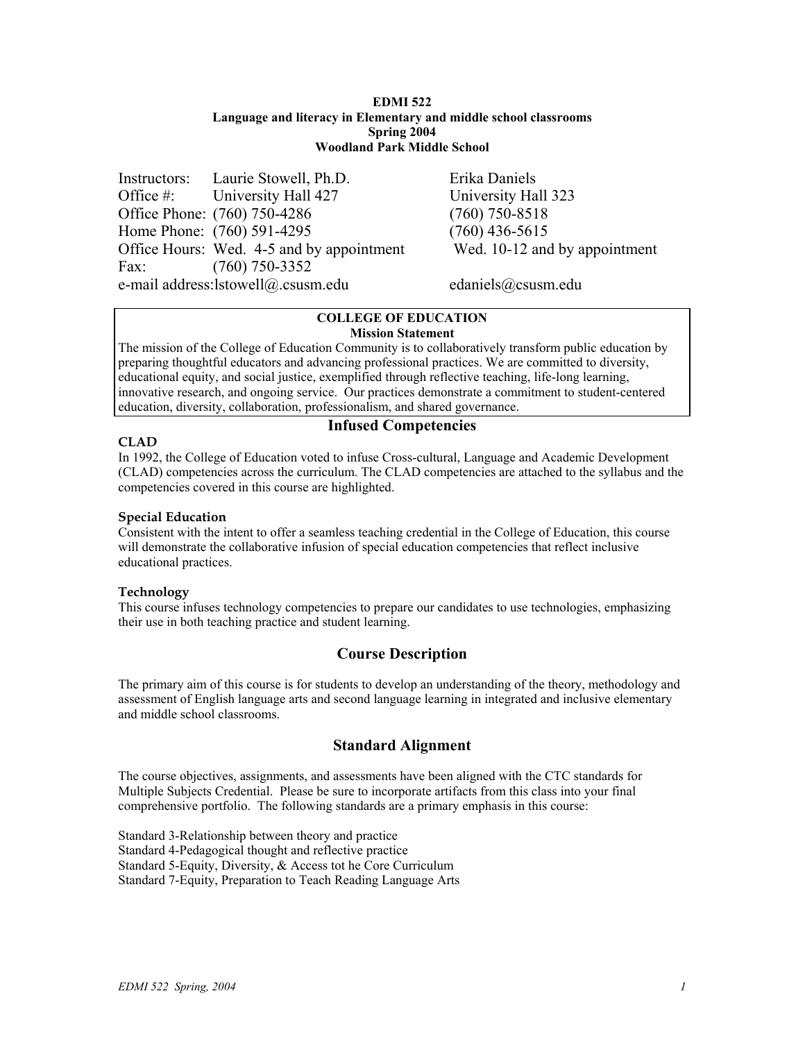**EDMI 522**
**Language and literacy in Elementary and middle school classrooms**
**Spring 2004**
**Woodland Park Middle School**

| | | |
|---|---|---|
| Instructors: | Laurie Stowell, Ph.D. | Erika Daniels |
| Office #: | University Hall 427 | University Hall 323 |
| Office Phone: | (760) 750-4286 | (760) 750-8518 |
| Home Phone: | (760) 591-4295 | (760) 436-5615 |
| Office Hours: | Wed. 4-5 and by appointment | Wed. 10-12 and by appointment |
| Fax: | (760) 750-3352 | |
| e-mail address: | lstowell@.csusm.edu | edaniels@csusm.edu |

**COLLEGE OF EDUCATION**
**Mission Statement**

The mission of the College of Education Community is to collaboratively transform public education by preparing thoughtful educators and advancing professional practices. We are committed to diversity, educational equity, and social justice, exemplified through reflective teaching, life-long learning, innovative research, and ongoing service. Our practices demonstrate a commitment to student-centered education, diversity, collaboration, professionalism, and shared governance.

## Infused Competencies

### CLAD

In 1992, the College of Education voted to infuse Cross-cultural, Language and Academic Development (CLAD) competencies across the curriculum. The CLAD competencies are attached to the syllabus and the competencies covered in this course are highlighted.

### Special Education

Consistent with the intent to offer a seamless teaching credential in the College of Education, this course will demonstrate the collaborative infusion of special education competencies that reflect inclusive educational practices.

### Technology

This course infuses technology competencies to prepare our candidates to use technologies, emphasizing their use in both teaching practice and student learning.

## Course Description

The primary aim of this course is for students to develop an understanding of the theory, methodology and assessment of English language arts and second language learning in integrated and inclusive elementary and middle school classrooms.

## Standard Alignment

The course objectives, assignments, and assessments have been aligned with the CTC standards for Multiple Subjects Credential. Please be sure to incorporate artifacts from this class into your final comprehensive portfolio. The following standards are a primary emphasis in this course:

Standard 3-Relationship between theory and practice
Standard 4-Pedagogical thought and reflective practice
Standard 5-Equity, Diversity, & Access tot he Core Curriculum
Standard 7-Equity, Preparation to Teach Reading Language Arts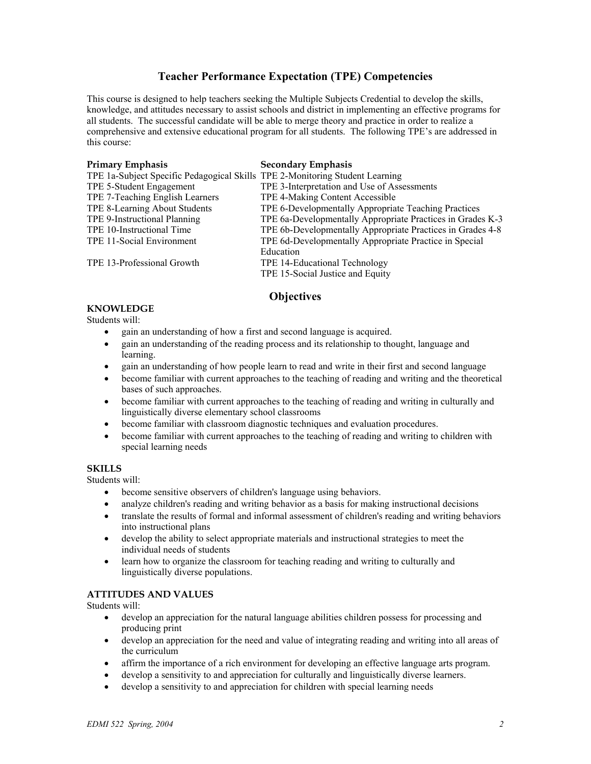## Teacher Performance Expectation (TPE) Competencies

This course is designed to help teachers seeking the Multiple Subjects Credential to develop the skills, knowledge, and attitudes necessary to assist schools and district in implementing an effective programs for all students. The successful candidate will be able to merge theory and practice in order to realize a comprehensive and extensive educational program for all students. The following TPE's are addressed in this course:

| Primary Emphasis | Secondary Emphasis |
|---|---|
| TPE 1a-Subject Specific Pedagogical Skills | TPE 2-Monitoring Student Learning |
| TPE 5-Student Engagement | TPE 3-Interpretation and Use of Assessments |
| TPE 7-Teaching English Learners | TPE 4-Making Content Accessible |
| TPE 8-Learning About Students | TPE 6-Developmentally Appropriate Teaching Practices |
| TPE 9-Instructional Planning | TPE 6a-Developmentally Appropriate Practices in Grades K-3 |
| TPE 10-Instructional Time | TPE 6b-Developmentally Appropriate Practices in Grades 4-8 |
| TPE 11-Social Environment | TPE 6d-Developmentally Appropriate Practice in Special Education |
| TPE 13-Professional Growth | TPE 14-Educational Technology |
| | TPE 15-Social Justice and Equity |

## Objectives

### KNOWLEDGE

Students will:

- gain an understanding of how a first and second language is acquired.
- gain an understanding of the reading process and its relationship to thought, language and learning.
- gain an understanding of how people learn to read and write in their first and second language
- become familiar with current approaches to the teaching of reading and writing and the theoretical bases of such approaches.
- become familiar with current approaches to the teaching of reading and writing in culturally and linguistically diverse elementary school classrooms
- become familiar with classroom diagnostic techniques and evaluation procedures.
- become familiar with current approaches to the teaching of reading and writing to children with special learning needs

### SKILLS

Students will:

- become sensitive observers of children's language using behaviors.
- analyze children's reading and writing behavior as a basis for making instructional decisions
- translate the results of formal and informal assessment of children's reading and writing behaviors into instructional plans
- develop the ability to select appropriate materials and instructional strategies to meet the individual needs of students
- learn how to organize the classroom for teaching reading and writing to culturally and linguistically diverse populations.

### ATTITUDES AND VALUES

Students will:

- develop an appreciation for the natural language abilities children possess for processing and producing print
- develop an appreciation for the need and value of integrating reading and writing into all areas of the curriculum
- affirm the importance of a rich environment for developing an effective language arts program.
- develop a sensitivity to and appreciation for culturally and linguistically diverse learners.
- develop a sensitivity to and appreciation for children with special learning needs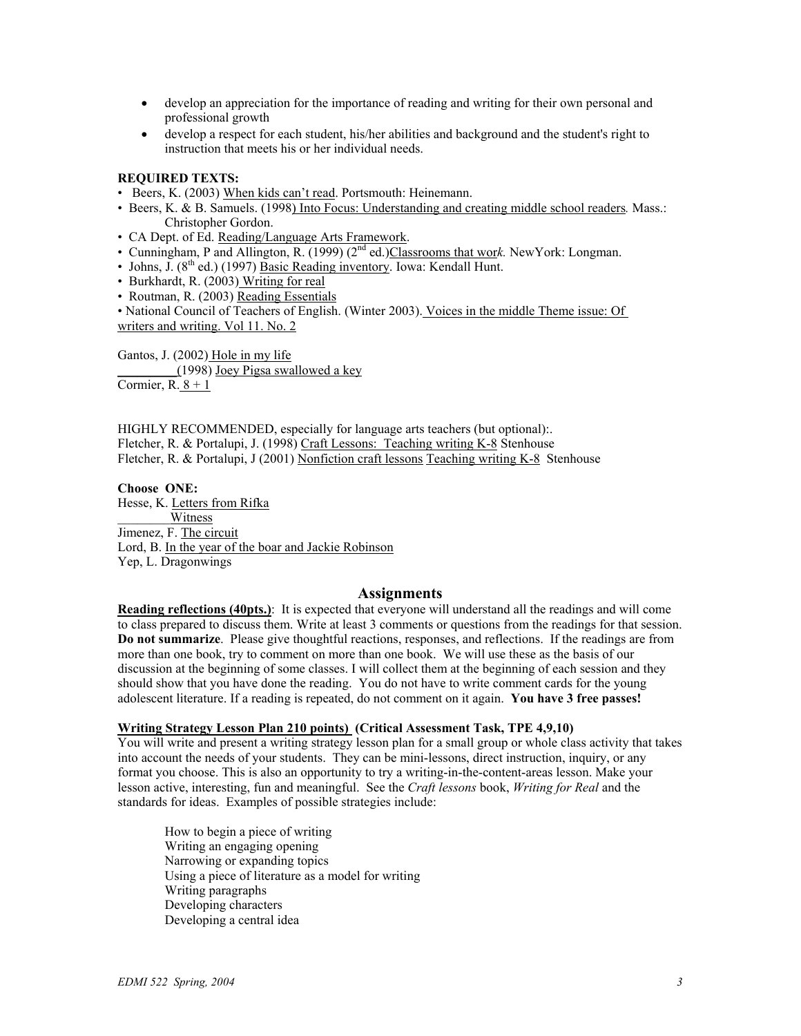- develop an appreciation for the importance of reading and writing for their own personal and professional growth
- develop a respect for each student, his/her abilities and background and the student's right to instruction that meets his or her individual needs.

**REQUIRED TEXTS:**

- Beers, K. (2003) When kids can't read. Portsmouth: Heinemann.
- Beers, K. & B. Samuels. (1998) Into Focus: Understanding and creating middle school readers. Mass.: Christopher Gordon.
- CA Dept. of Ed. Reading/Language Arts Framework.
- Cunningham, P and Allington, R. (1999) (2nd ed.)Classrooms that work. NewYork: Longman.
- Johns, J. (8th ed.) (1997) Basic Reading inventory. Iowa: Kendall Hunt.
- Burkhardt, R. (2003) Writing for real
- Routman, R. (2003) Reading Essentials
- National Council of Teachers of English. (Winter 2003). Voices in the middle Theme issue: Of writers and writing. Vol 11. No. 2

Gantos, J. (2002) Hole in my life
________(1998) Joey Pigsa swallowed a key
Cormier, R. 8 + 1

HIGHLY RECOMMENDED, especially for language arts teachers (but optional):.
Fletcher, R. & Portalupi, J. (1998) Craft Lessons: Teaching writing K-8 Stenhouse
Fletcher, R. & Portalupi, J (2001) Nonfiction craft lessons Teaching writing K-8 Stenhouse

**Choose ONE:**
Hesse, K. Letters from Rifka
________ Witness
Jimenez, F. The circuit
Lord, B. In the year of the boar and Jackie Robinson
Yep, L. Dragonwings

## Assignments

**Reading reflections (40pts.)**: It is expected that everyone will understand all the readings and will come to class prepared to discuss them. Write at least 3 comments or questions from the readings for that session. **Do not summarize**. Please give thoughtful reactions, responses, and reflections. If the readings are from more than one book, try to comment on more than one book. We will use these as the basis of our discussion at the beginning of some classes. I will collect them at the beginning of each session and they should show that you have done the reading. You do not have to write comment cards for the young adolescent literature. If a reading is repeated, do not comment on it again. **You have 3 free passes!**

**Writing Strategy Lesson Plan 210 points) (Critical Assessment Task, TPE 4,9,10)**
You will write and present a writing strategy lesson plan for a small group or whole class activity that takes into account the needs of your students. They can be mini-lessons, direct instruction, inquiry, or any format you choose. This is also an opportunity to try a writing-in-the-content-areas lesson. Make your lesson active, interesting, fun and meaningful. See the *Craft lessons* book, *Writing for Real* and the standards for ideas. Examples of possible strategies include:

How to begin a piece of writing
Writing an engaging opening
Narrowing or expanding topics
Using a piece of literature as a model for writing
Writing paragraphs
Developing characters
Developing a central idea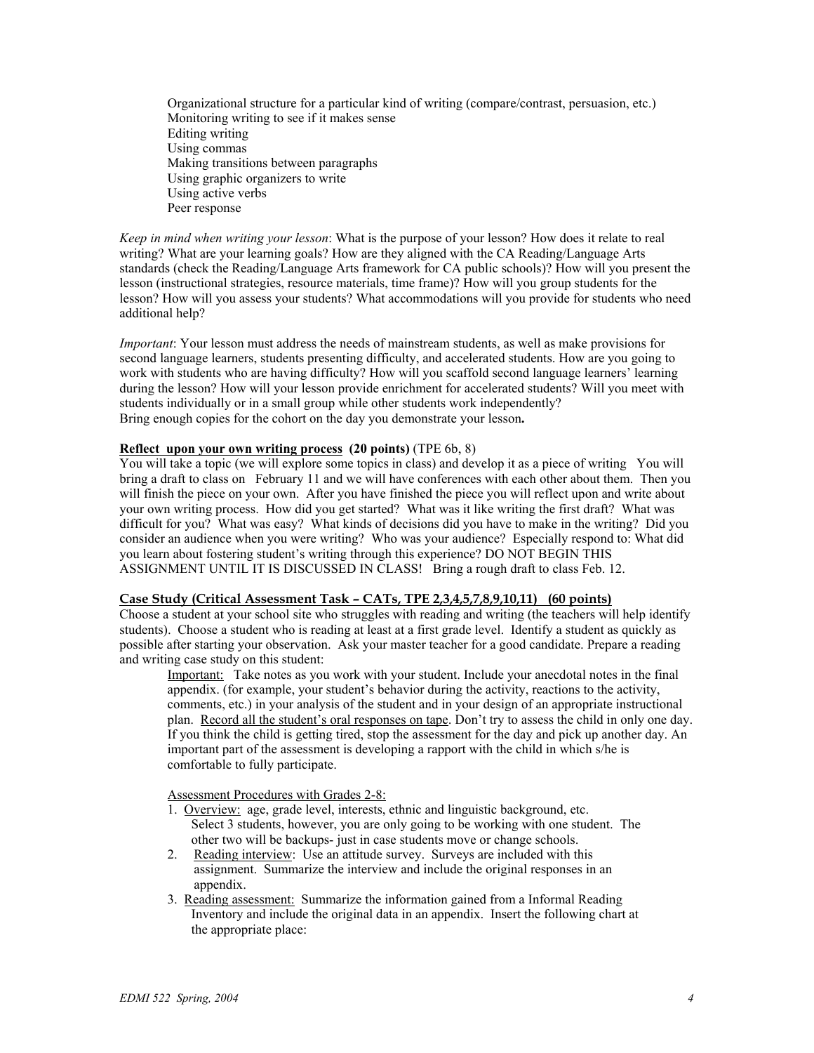Organizational structure for a particular kind of writing (compare/contrast, persuasion, etc.)
Monitoring writing to see if it makes sense
Editing writing
Using commas
Making transitions between paragraphs
Using graphic organizers to write
Using active verbs
Peer response

*Keep in mind when writing your lesson*: What is the purpose of your lesson? How does it relate to real writing? What are your learning goals? How are they aligned with the CA Reading/Language Arts standards (check the Reading/Language Arts framework for CA public schools)? How will you present the lesson (instructional strategies, resource materials, time frame)? How will you group students for the lesson? How will you assess your students? What accommodations will you provide for students who need additional help?

*Important*: Your lesson must address the needs of mainstream students, as well as make provisions for second language learners, students presenting difficulty, and accelerated students. How are you going to work with students who are having difficulty? How will you scaffold second language learners' learning during the lesson? How will your lesson provide enrichment for accelerated students? Will you meet with students individually or in a small group while other students work independently?
Bring enough copies for the cohort on the day you demonstrate your lesson**.**

**<u>Reflect upon your own writing process</u> (20 points)** (TPE 6b, 8)
You will take a topic (we will explore some topics in class) and develop it as a piece of writing You will bring a draft to class on February 11 and we will have conferences with each other about them. Then you will finish the piece on your own. After you have finished the piece you will reflect upon and write about your own writing process. How did you get started? What was it like writing the first draft? What was difficult for you? What was easy? What kinds of decisions did you have to make in the writing? Did you consider an audience when you were writing? Who was your audience? Especially respond to: What did you learn about fostering student's writing through this experience? DO NOT BEGIN THIS ASSIGNMENT UNTIL IT IS DISCUSSED IN CLASS! Bring a rough draft to class Feb. 12.

**<u>Case Study (Critical Assessment Task – CATs, TPE 2,3,4,5,7,8,9,10,11) (60 points)</u>**
Choose a student at your school site who struggles with reading and writing (the teachers will help identify students). Choose a student who is reading at least at a first grade level. Identify a student as quickly as possible after starting your observation. Ask your master teacher for a good candidate. Prepare a reading and writing case study on this student:

<u>Important:</u> Take notes as you work with your student. Include your anecdotal notes in the final appendix. (for example, your student's behavior during the activity, reactions to the activity, comments, etc.) in your analysis of the student and in your design of an appropriate instructional plan. <u>Record all the student's oral responses on tape</u>. Don't try to assess the child in only one day. If you think the child is getting tired, stop the assessment for the day and pick up another day. An important part of the assessment is developing a rapport with the child in which s/he is comfortable to fully participate.

<u>Assessment Procedures with Grades 2-8:</u>

1. <u>Overview:</u> age, grade level, interests, ethnic and linguistic background, etc. Select 3 students, however, you are only going to be working with one student. The other two will be backups- just in case students move or change schools.
2. <u>Reading interview</u>: Use an attitude survey. Surveys are included with this assignment. Summarize the interview and include the original responses in an appendix.
3. <u>Reading assessment:</u> Summarize the information gained from a Informal Reading Inventory and include the original data in an appendix. Insert the following chart at the appropriate place: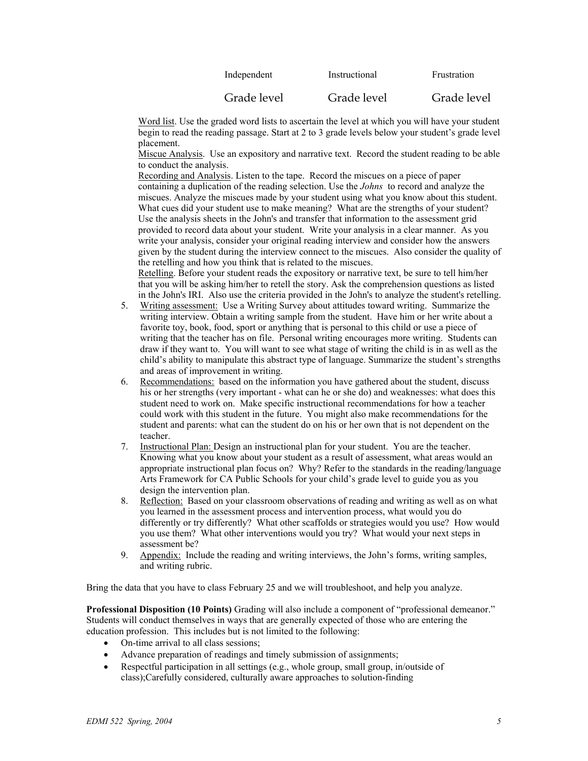| Independent | Instructional | Frustration |
|---|---|---|
| Grade level | Grade level | Grade level |

Word list. Use the graded word lists to ascertain the level at which you will have your student begin to read the reading passage. Start at 2 to 3 grade levels below your student's grade level placement.

Miscue Analysis. Use an expository and narrative text. Record the student reading to be able to conduct the analysis.

Recording and Analysis. Listen to the tape. Record the miscues on a piece of paper containing a duplication of the reading selection. Use the *Johns* to record and analyze the miscues. Analyze the miscues made by your student using what you know about this student. What cues did your student use to make meaning? What are the strengths of your student? Use the analysis sheets in the John's and transfer that information to the assessment grid provided to record data about your student. Write your analysis in a clear manner. As you write your analysis, consider your original reading interview and consider how the answers given by the student during the interview connect to the miscues. Also consider the quality of the retelling and how you think that is related to the miscues.

Retelling. Before your student reads the expository or narrative text, be sure to tell him/her that you will be asking him/her to retell the story. Ask the comprehension questions as listed in the John's IRI. Also use the criteria provided in the John's to analyze the student's retelling.

5. Writing assessment: Use a Writing Survey about attitudes toward writing. Summarize the writing interview. Obtain a writing sample from the student. Have him or her write about a favorite toy, book, food, sport or anything that is personal to this child or use a piece of writing that the teacher has on file. Personal writing encourages more writing. Students can draw if they want to. You will want to see what stage of writing the child is in as well as the child's ability to manipulate this abstract type of language. Summarize the student's strengths and areas of improvement in writing.
6. Recommendations: based on the information you have gathered about the student, discuss his or her strengths (very important - what can he or she do) and weaknesses: what does this student need to work on. Make specific instructional recommendations for how a teacher could work with this student in the future. You might also make recommendations for the student and parents: what can the student do on his or her own that is not dependent on the teacher.
7. Instructional Plan: Design an instructional plan for your student. You are the teacher. Knowing what you know about your student as a result of assessment, what areas would an appropriate instructional plan focus on? Why? Refer to the standards in the reading/language Arts Framework for CA Public Schools for your child's grade level to guide you as you design the intervention plan.
8. Reflection: Based on your classroom observations of reading and writing as well as on what you learned in the assessment process and intervention process, what would you do differently or try differently? What other scaffolds or strategies would you use? How would you use them? What other interventions would you try? What would your next steps in assessment be?
9. Appendix: Include the reading and writing interviews, the John's forms, writing samples, and writing rubric.

Bring the data that you have to class February 25 and we will troubleshoot, and help you analyze.

**Professional Disposition (10 Points)** Grading will also include a component of "professional demeanor." Students will conduct themselves in ways that are generally expected of those who are entering the education profession. This includes but is not limited to the following:

- On-time arrival to all class sessions;
- Advance preparation of readings and timely submission of assignments;
- Respectful participation in all settings (e.g., whole group, small group, in/outside of class);Carefully considered, culturally aware approaches to solution-finding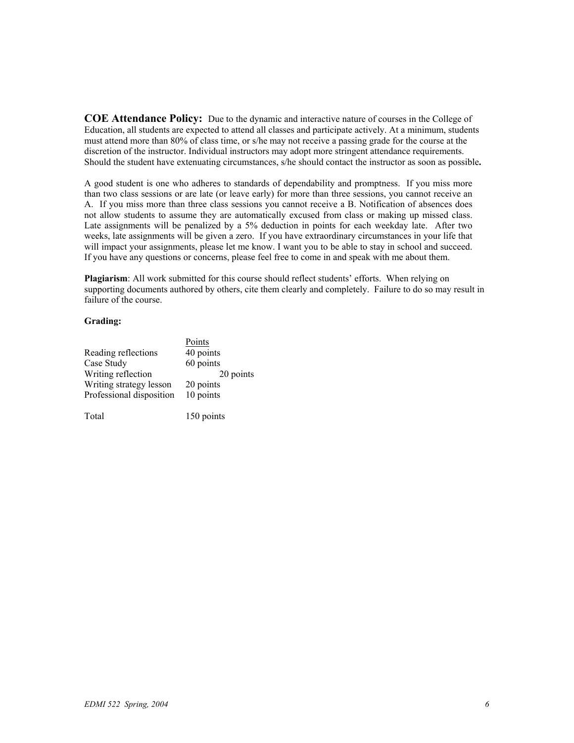**COE Attendance Policy:** Due to the dynamic and interactive nature of courses in the College of Education, all students are expected to attend all classes and participate actively. At a minimum, students must attend more than 80% of class time, or s/he may not receive a passing grade for the course at the discretion of the instructor. Individual instructors may adopt more stringent attendance requirements. Should the student have extenuating circumstances, s/he should contact the instructor as soon as possible**.**

A good student is one who adheres to standards of dependability and promptness. If you miss more than two class sessions or are late (or leave early) for more than three sessions, you cannot receive an A. If you miss more than three class sessions you cannot receive a B. Notification of absences does not allow students to assume they are automatically excused from class or making up missed class. Late assignments will be penalized by a 5% deduction in points for each weekday late. After two weeks, late assignments will be given a zero. If you have extraordinary circumstances in your life that will impact your assignments, please let me know. I want you to be able to stay in school and succeed. If you have any questions or concerns, please feel free to come in and speak with me about them.

**Plagiarism**: All work submitted for this course should reflect students' efforts. When relying on supporting documents authored by others, cite them clearly and completely. Failure to do so may result in failure of the course.

**Grading:**

| | Points |
|---|---|
| Reading reflections | 40 points |
| Case Study | 60 points |
| Writing reflection | 20 points |
| Writing strategy lesson | 20 points |
| Professional disposition | 10 points |
| Total | 150 points |